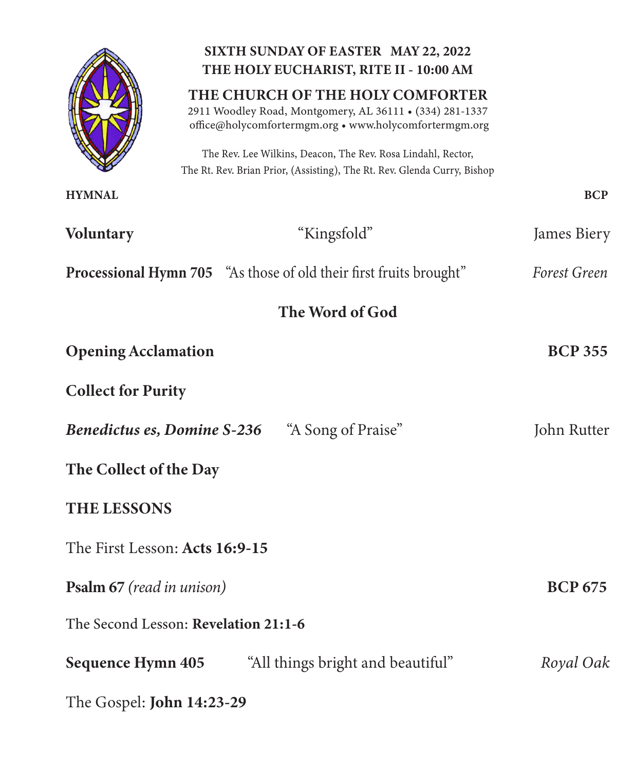**SIXTH SUNDAY OF EASTER MAY 22, 2022**
**THE HOLY EUCHARIST, RITE II - 10:00 AM**

# THE CHURCH OF THE HOLY COMFORTER

2911 Woodley Road, Montgomery, AL 36111 • (334) 281-1337
office@holycomfortermgm.org • www.holycomfortermgm.org

The Rev. Lee Wilkins, Deacon, The Rev. Rosa Lindahl, Rector,
The Rt. Rev. Brian Prior, (Assisting), The Rt. Rev. Glenda Curry, Bishop

**HYMNAL** **BCP**

**Voluntary** "Kingsfold" James Biery

**Processional Hymn 705** "As those of old their first fruits brought" *Forest Green*

## The Word of God

**Opening Acclamation** **BCP 355**

**Collect for Purity**

***Benedictus es, Domine S-236*** "A Song of Praise" John Rutter

**The Collect of the Day**

**THE LESSONS**

The First Lesson: **Acts 16:9-15**

**Psalm 67** *(read in unison)* **BCP 675**

The Second Lesson: **Revelation 21:1-6**

**Sequence Hymn 405** "All things bright and beautiful" *Royal Oak*

The Gospel: **John 14:23-29**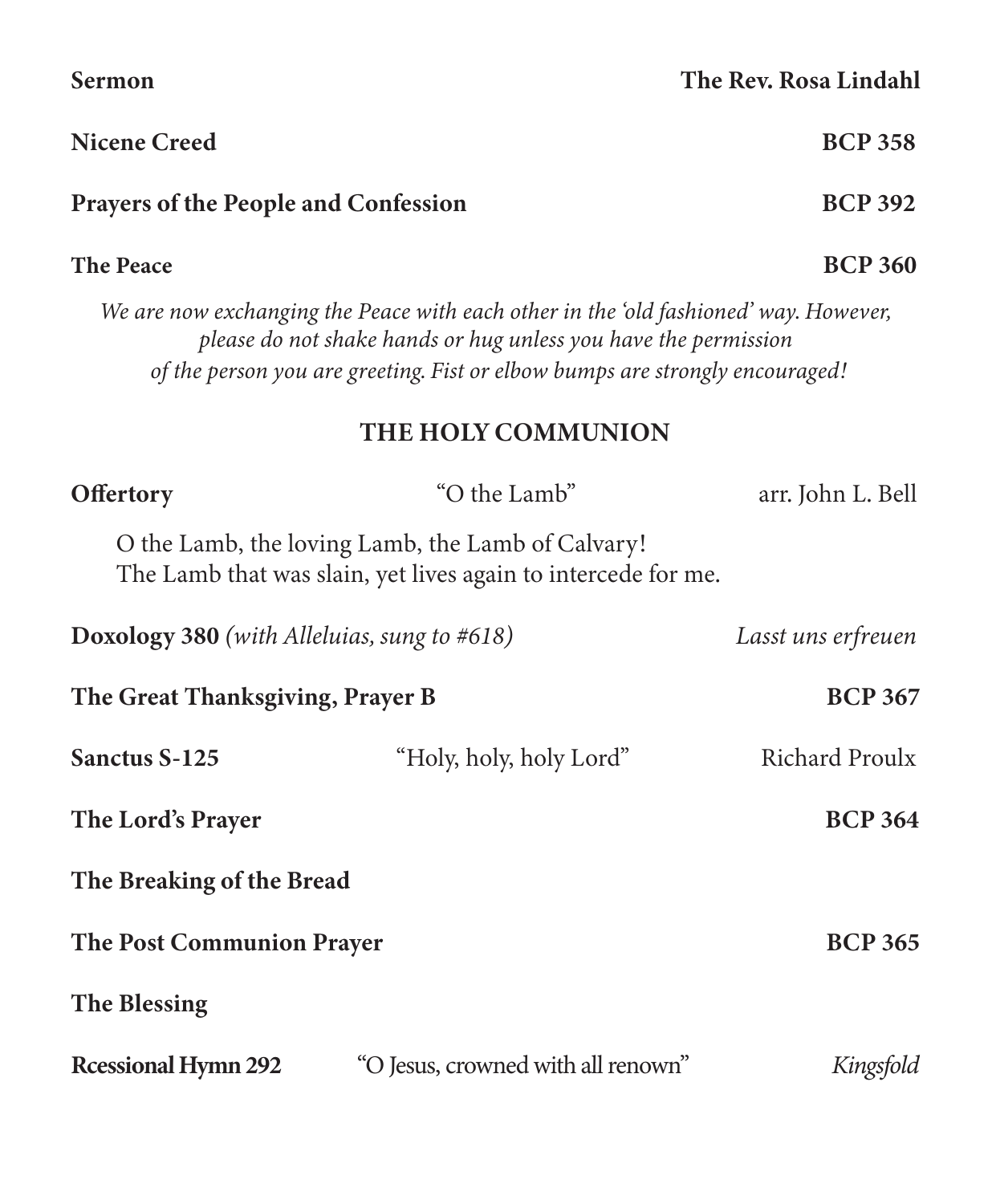**Sermon** **The Rev. Rosa Lindahl**

**Nicene Creed** **BCP 358**

**Prayers of the People and Confession** **BCP 392**

**The Peace** **BCP 360**

*We are now exchanging the Peace with each other in the 'old fashioned' way. However, please do not shake hands or hug unless you have the permission of the person you are greeting. Fist or elbow bumps are strongly encouraged!*

## THE HOLY COMMUNION

**Offertory** "O the Lamb" arr. John L. Bell

O the Lamb, the loving Lamb, the Lamb of Calvary!
The Lamb that was slain, yet lives again to intercede for me.

**Doxology 380** *(with Alleluias, sung to #618)* *Lasst uns erfreuen*

**The Great Thanksgiving, Prayer B** **BCP 367**

**Sanctus S-125** "Holy, holy, holy Lord" Richard Proulx

**The Lord's Prayer** **BCP 364**

**The Breaking of the Bread**

**The Post Communion Prayer** **BCP 365**

**The Blessing**

**Rcessional Hymn 292** "O Jesus, crowned with all renown" *Kingsfold*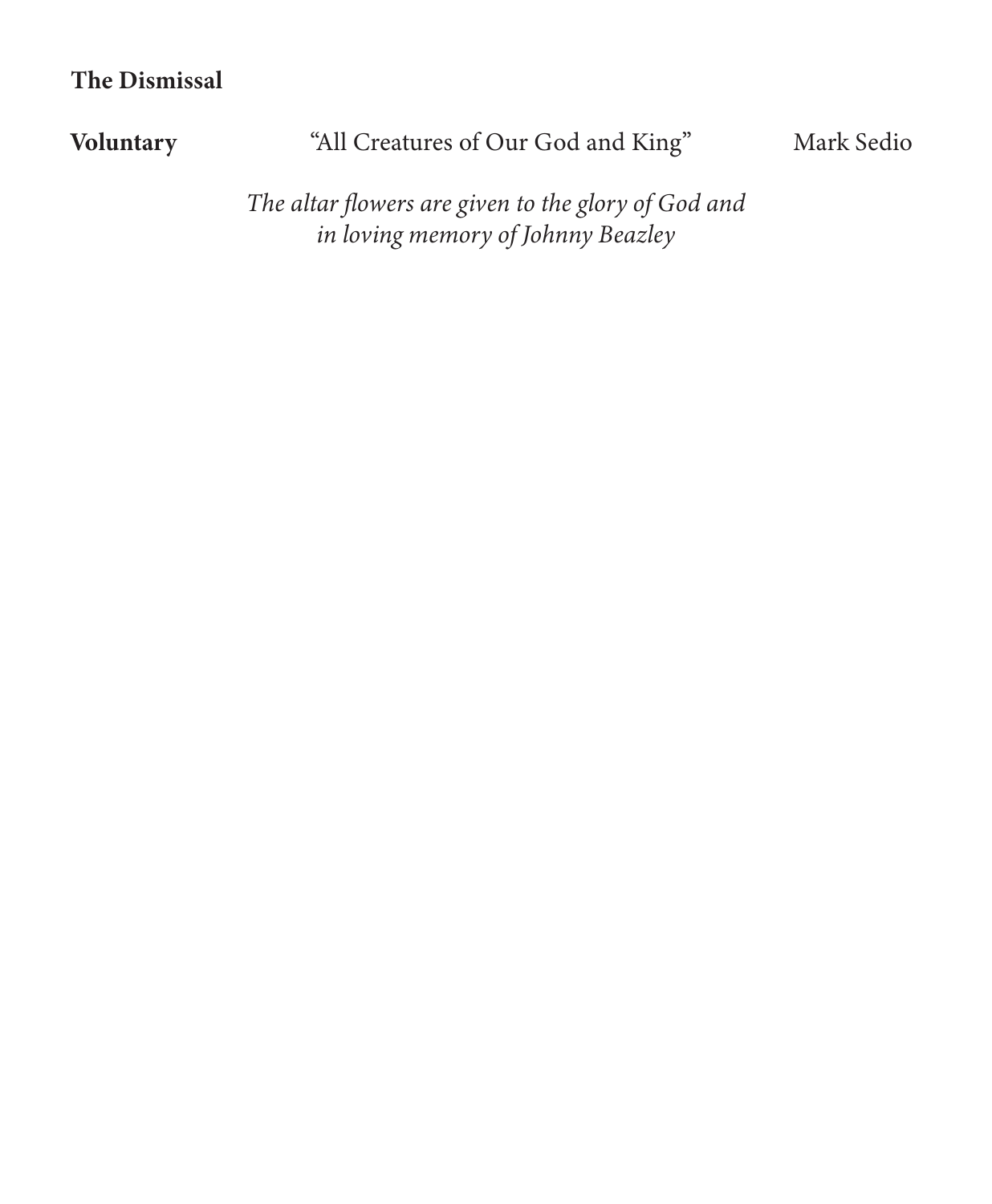**The Dismissal**

**Voluntary** “All Creatures of Our God and King” Mark Sedio

*The altar flowers are given to the glory of God and*
*in loving memory of Johnny Beazley*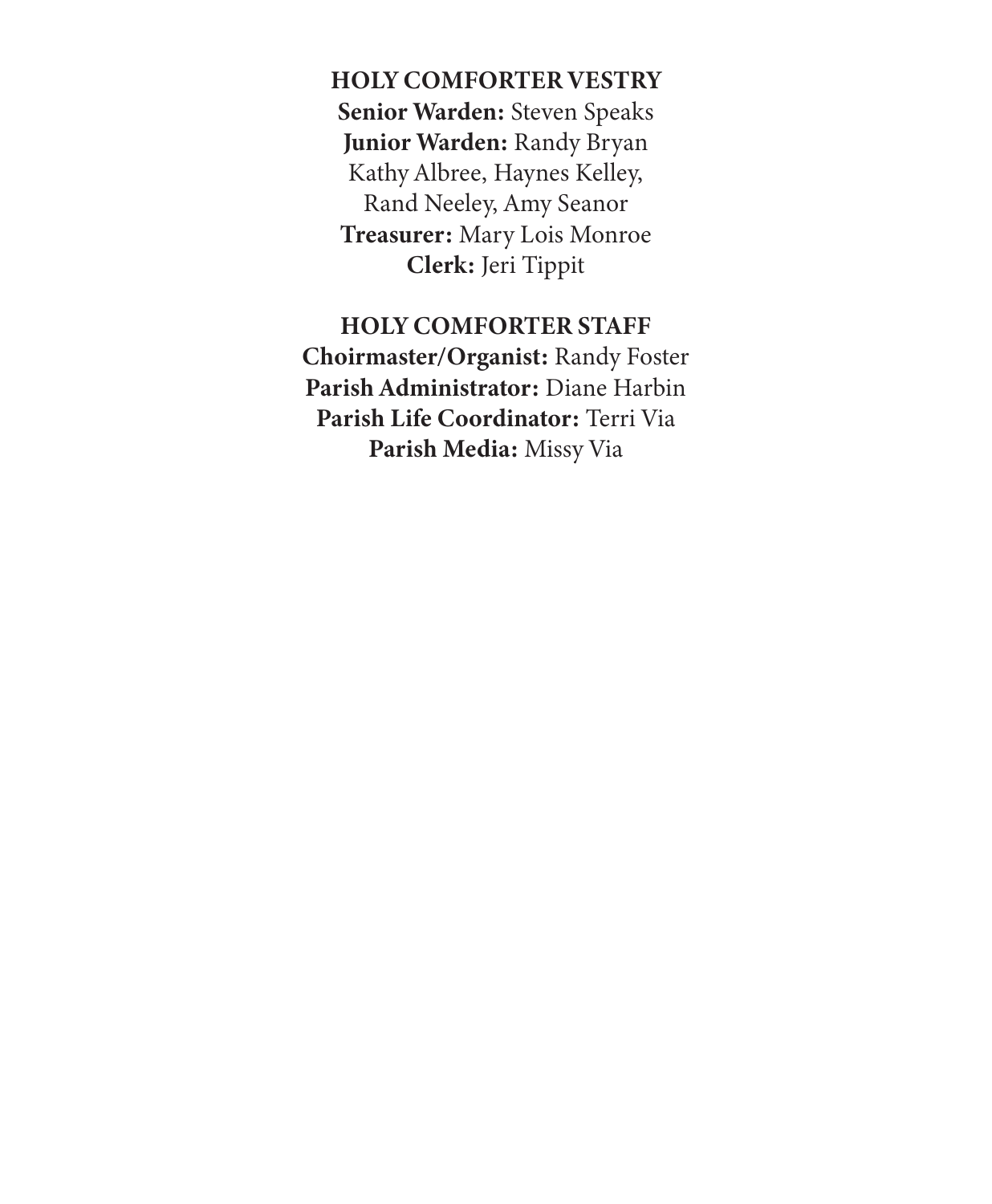## HOLY COMFORTER VESTRY

**Senior Warden:** Steven Speaks
**Junior Warden:** Randy Bryan
Kathy Albree, Haynes Kelley,
Rand Neeley, Amy Seanor
**Treasurer:** Mary Lois Monroe
**Clerk:** Jeri Tippit

## HOLY COMFORTER STAFF

**Choirmaster/Organist:** Randy Foster
**Parish Administrator:** Diane Harbin
**Parish Life Coordinator:** Terri Via
**Parish Media:** Missy Via